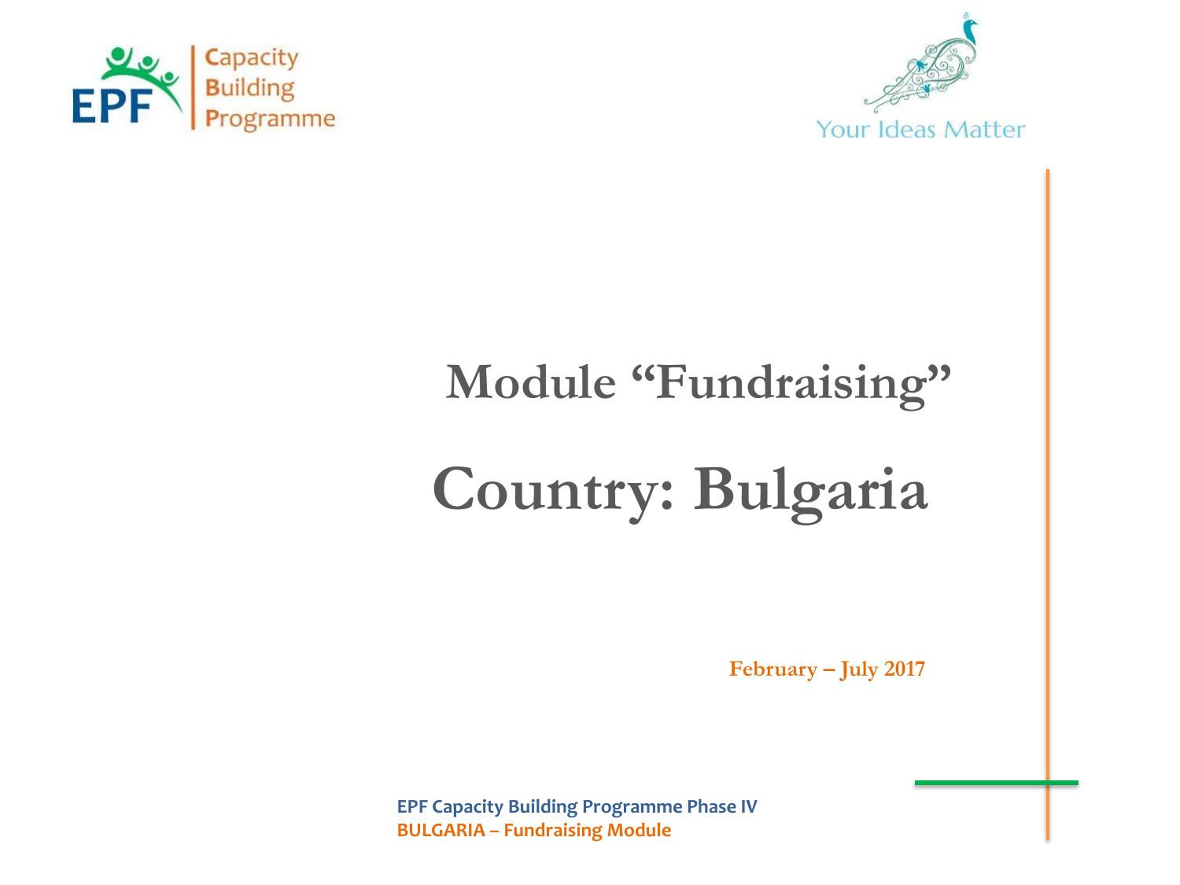Capacity Building Programme

Your Ideas Matter

# Module "Fundraising"

# Country: Bulgaria

**February – July 2017**

**EPF Capacity Building Programme Phase IV**
**BULGARIA – Fundraising Module**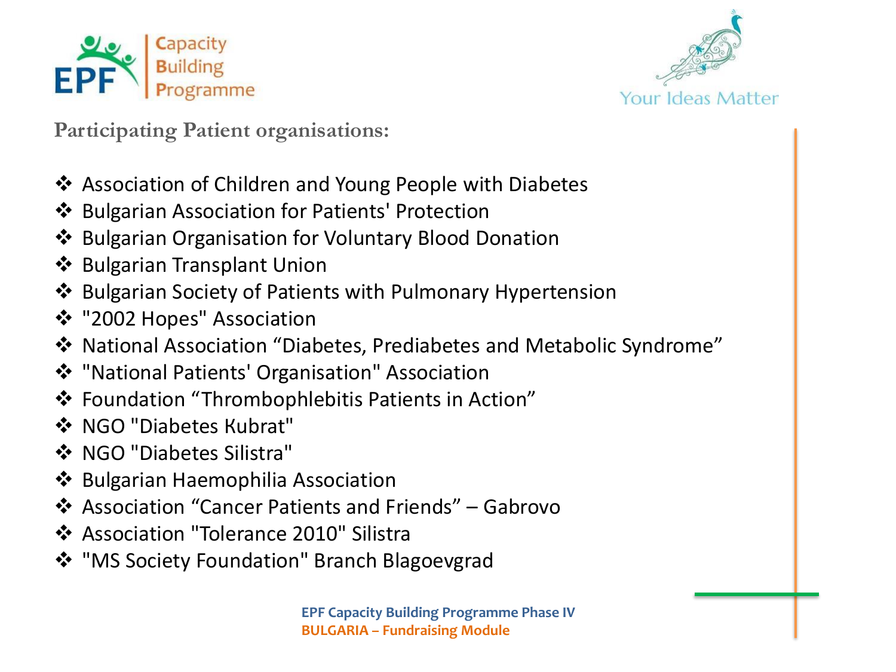**Participating Patient organisations:**

- Association of Children and Young People with Diabetes
- Bulgarian Association for Patients' Protection
- Bulgarian Organisation for Voluntary Blood Donation
- Bulgarian Transplant Union
- Bulgarian Society of Patients with Pulmonary Hypertension
- "2002 Hopes" Association
- National Association “Diabetes, Prediabetes and Metabolic Syndrome”
- "National Patients' Organisation" Association
- Foundation “Thrombophlebitis Patients in Action”
- NGO "Diabetes Kubrat"
- NGO "Diabetes Silistra"
- Bulgarian Haemophilia Association
- Association “Cancer Patients and Friends” – Gabrovo
- Association "Tolerance 2010" Silistra
- "MS Society Foundation" Branch Blagoevgrad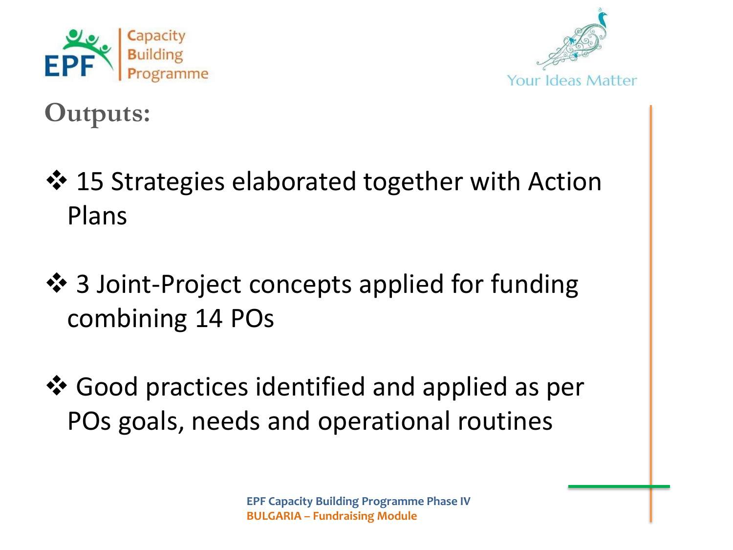## Outputs:

- 15 Strategies elaborated together with Action Plans
- 3 Joint-Project concepts applied for funding combining 14 POs
- Good practices identified and applied as per POs goals, needs and operational routines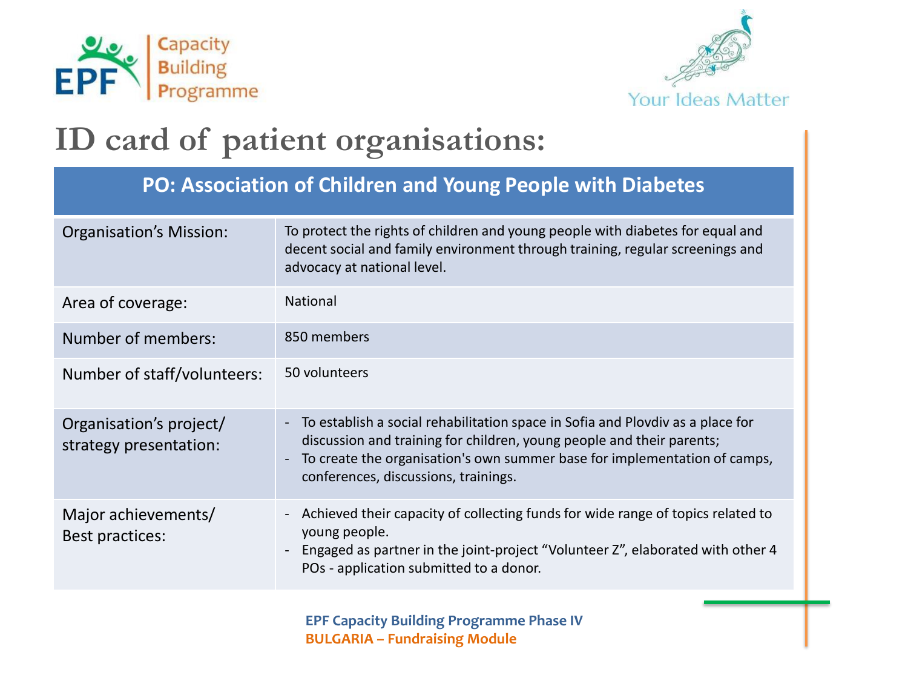# ID card of patient organisations:

| PO: Association of Children and Young People with Diabetes | |
|---|---|
| Organisation's Mission: | To protect the rights of children and young people with diabetes for equal and decent social and family environment through training, regular screenings and advocacy at national level. |
| Area of coverage: | National |
| Number of members: | 850 members |
| Number of staff/volunteers: | 50 volunteers |
| Organisation's project/ strategy presentation: | - To establish a social rehabilitation space in Sofia and Plovdiv as a place for discussion and training for children, young people and their parents;<br>- To create the organisation's own summer base for implementation of camps, conferences, discussions, trainings. |
| Major achievements/ Best practices: | - Achieved their capacity of collecting funds for wide range of topics related to young people.<br>- Engaged as partner in the joint-project "Volunteer Z", elaborated with other 4 POs - application submitted to a donor. |

**EPF Capacity Building Programme Phase IV**
**BULGARIA – Fundraising Module**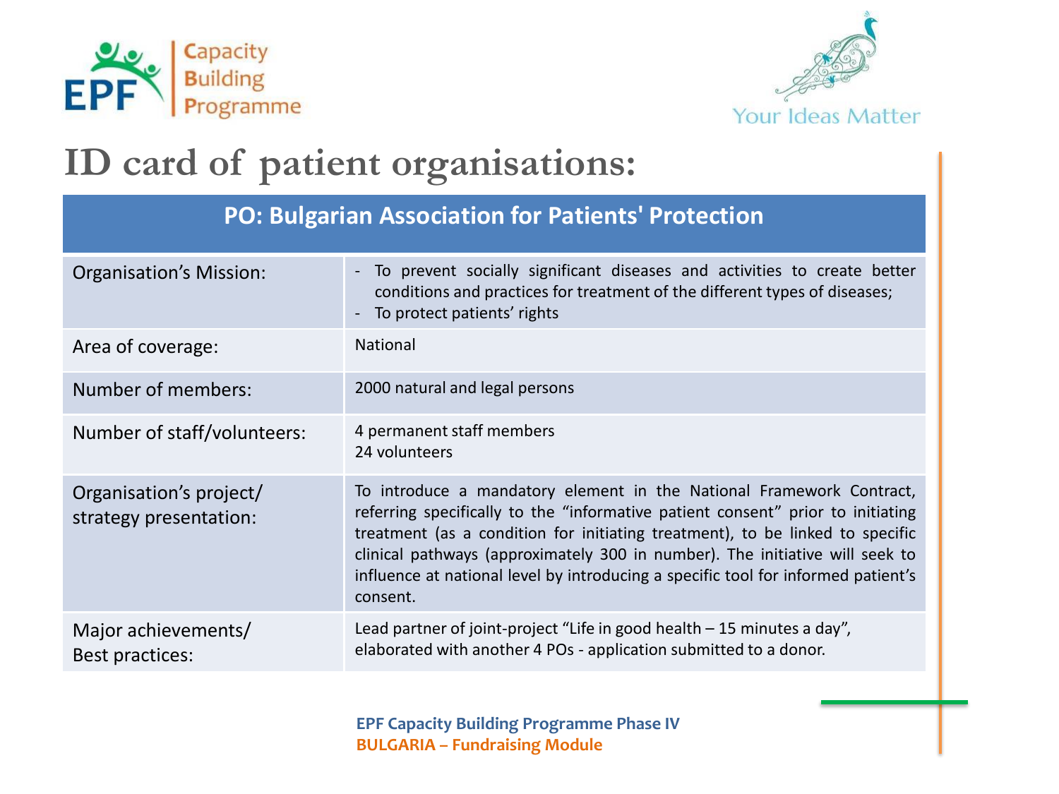# ID card of patient organisations:

| PO: Bulgarian Association for Patients' Protection | |
|---|---|
| Organisation's Mission: | - To prevent socially significant diseases and activities to create better conditions and practices for treatment of the different types of diseases;<br>- To protect patients' rights |
| Area of coverage: | National |
| Number of members: | 2000 natural and legal persons |
| Number of staff/volunteers: | 4 permanent staff members<br>24 volunteers |
| Organisation's project/ strategy presentation: | To introduce a mandatory element in the National Framework Contract, referring specifically to the "informative patient consent" prior to initiating treatment (as a condition for initiating treatment), to be linked to specific clinical pathways (approximately 300 in number). The initiative will seek to influence at national level by introducing a specific tool for informed patient's consent. |
| Major achievements/ Best practices: | Lead partner of joint-project "Life in good health – 15 minutes a day", elaborated with another 4 POs - application submitted to a donor. |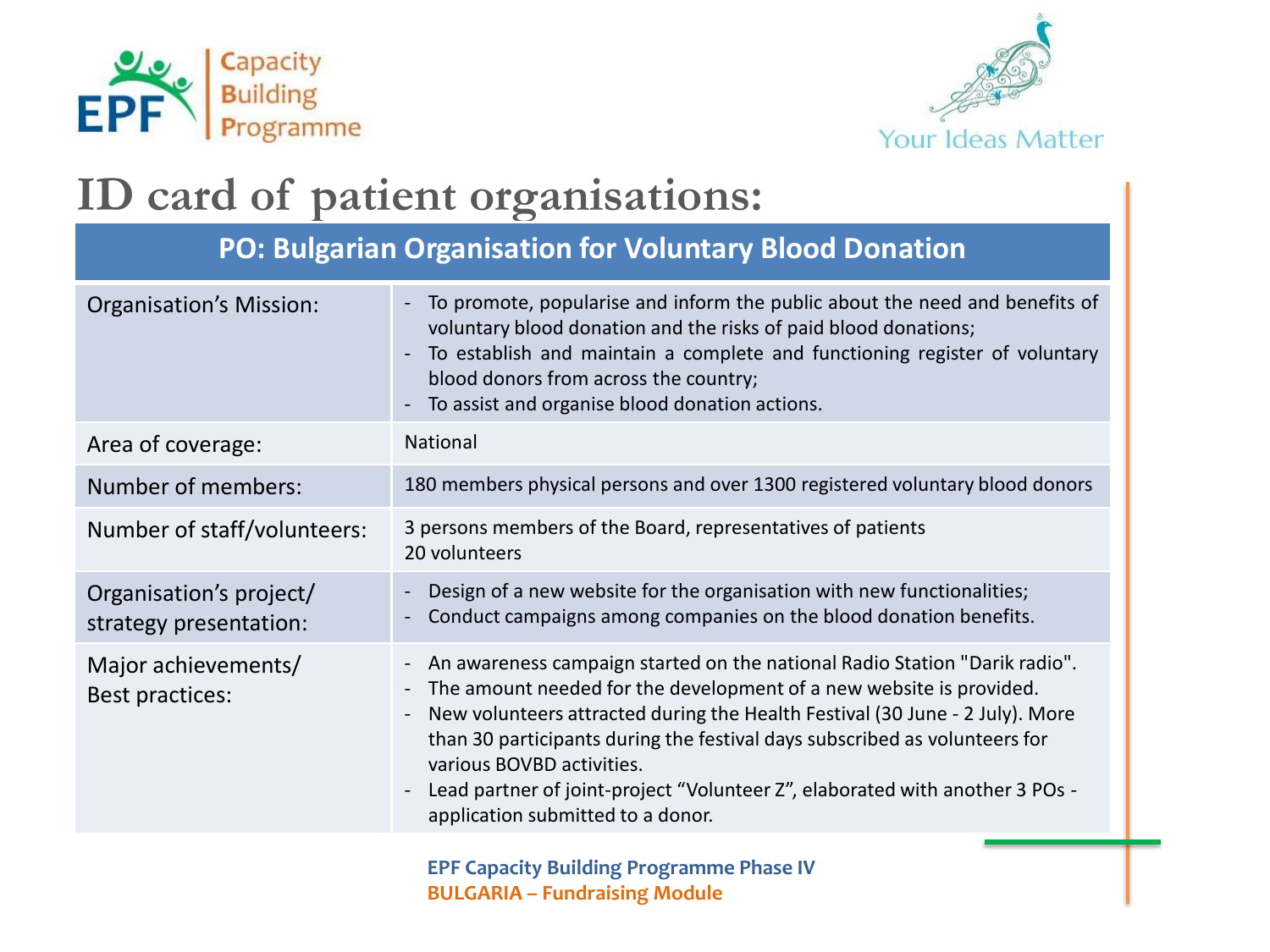# ID card of patient organisations:

| PO: Bulgarian Organisation for Voluntary Blood Donation | |
|---|---|
| Organisation's Mission: | - To promote, popularise and inform the public about the need and benefits of voluntary blood donation and the risks of paid blood donations;<br>- To establish and maintain a complete and functioning register of voluntary blood donors from across the country;<br>- To assist and organise blood donation actions. |
| Area of coverage: | National |
| Number of members: | 180 members physical persons and over 1300 registered voluntary blood donors |
| Number of staff/volunteers: | 3 persons members of the Board, representatives of patients<br>20 volunteers |
| Organisation's project/ strategy presentation: | - Design of a new website for the organisation with new functionalities;<br>- Conduct campaigns among companies on the blood donation benefits. |
| Major achievements/ Best practices: | - An awareness campaign started on the national Radio Station "Darik radio".<br>- The amount needed for the development of a new website is provided.<br>- New volunteers attracted during the Health Festival (30 June - 2 July). More than 30 participants during the festival days subscribed as volunteers for various BOVBD activities.<br>- Lead partner of joint-project "Volunteer Z", elaborated with another 3 POs - application submitted to a donor. |

**EPF Capacity Building Programme Phase IV**
**BULGARIA – Fundraising Module**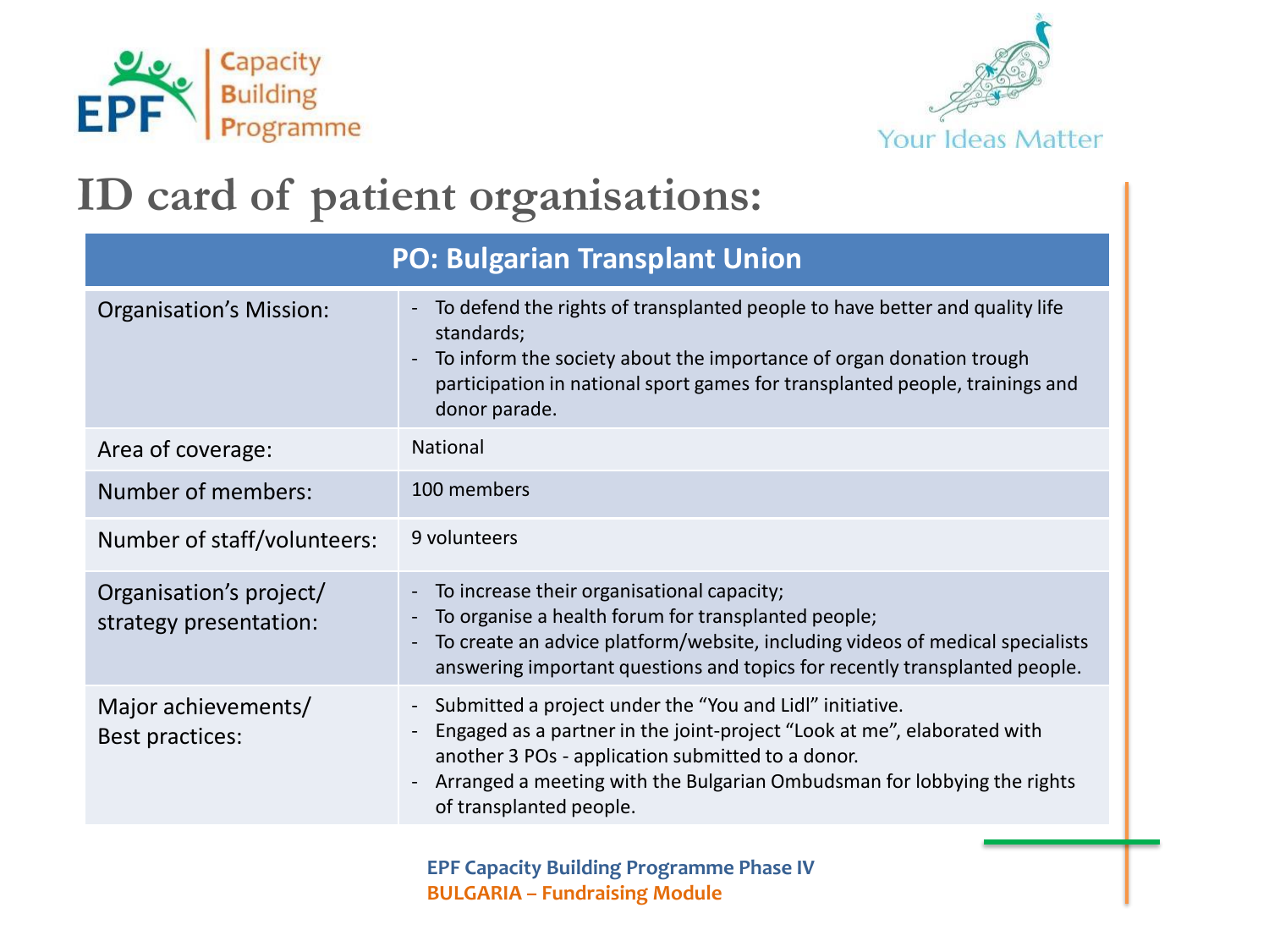# ID card of patient organisations:

| PO: Bulgarian Transplant Union | |
|---|---|
| Organisation's Mission: | - To defend the rights of transplanted people to have better and quality life standards;<br>- To inform the society about the importance of organ donation trough participation in national sport games for transplanted people, trainings and donor parade. |
| Area of coverage: | National |
| Number of members: | 100 members |
| Number of staff/volunteers: | 9 volunteers |
| Organisation's project/ strategy presentation: | - To increase their organisational capacity;<br>- To organise a health forum for transplanted people;<br>- To create an advice platform/website, including videos of medical specialists answering important questions and topics for recently transplanted people. |
| Major achievements/ Best practices: | - Submitted a project under the "You and Lidl" initiative.<br>- Engaged as a partner in the joint-project "Look at me", elaborated with another 3 POs - application submitted to a donor.<br>- Arranged a meeting with the Bulgarian Ombudsman for lobbying the rights of transplanted people. |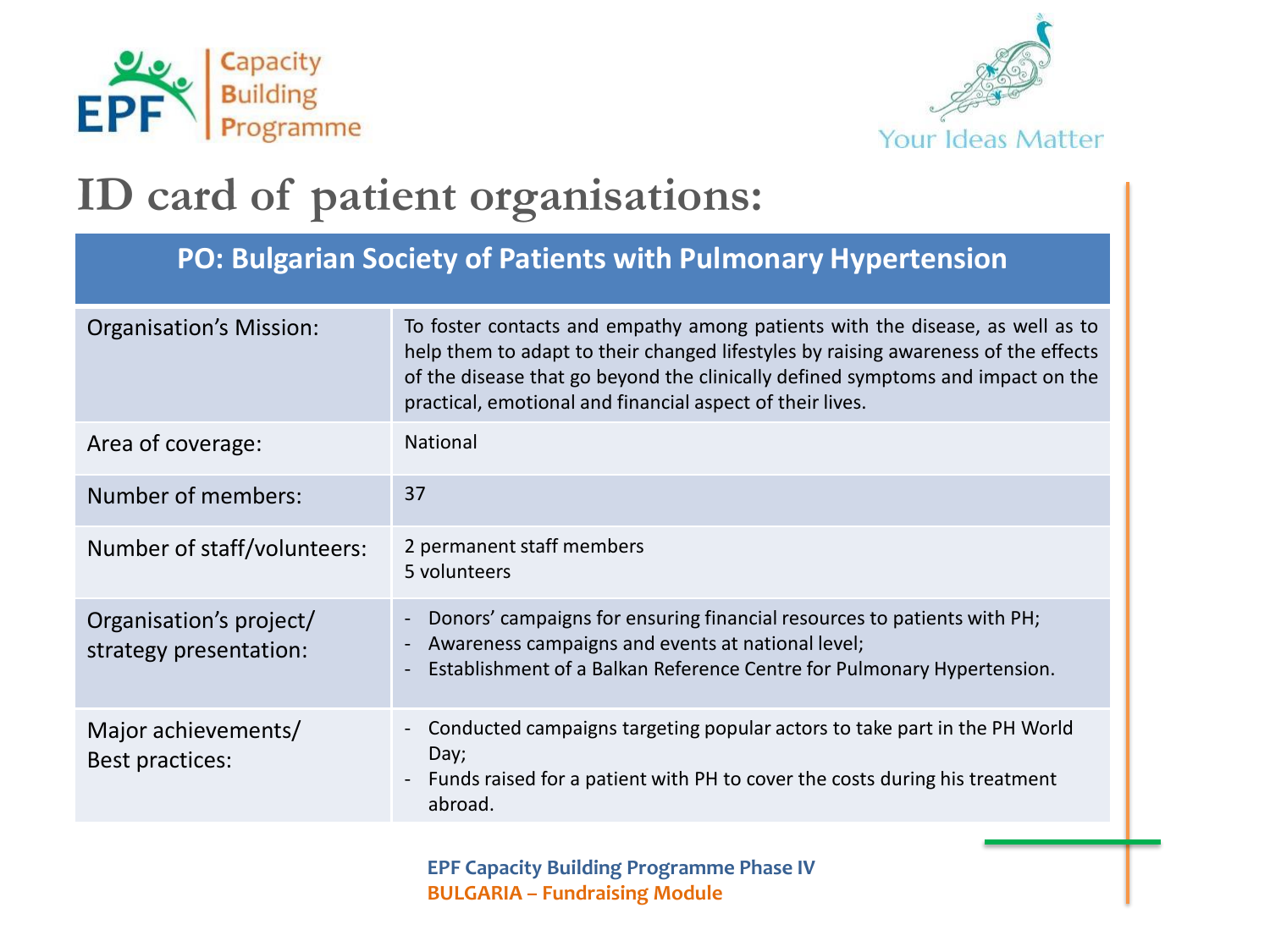# ID card of patient organisations:

| PO: Bulgarian Society of Patients with Pulmonary Hypertension | |
|---|---|
| Organisation's Mission: | To foster contacts and empathy among patients with the disease, as well as to help them to adapt to their changed lifestyles by raising awareness of the effects of the disease that go beyond the clinically defined symptoms and impact on the practical, emotional and financial aspect of their lives. |
| Area of coverage: | National |
| Number of members: | 37 |
| Number of staff/volunteers: | 2 permanent staff members<br>5 volunteers |
| Organisation's project/ strategy presentation: | - Donors' campaigns for ensuring financial resources to patients with PH;<br>- Awareness campaigns and events at national level;<br>- Establishment of a Balkan Reference Centre for Pulmonary Hypertension. |
| Major achievements/ Best practices: | - Conducted campaigns targeting popular actors to take part in the PH World Day;<br>- Funds raised for a patient with PH to cover the costs during his treatment abroad. |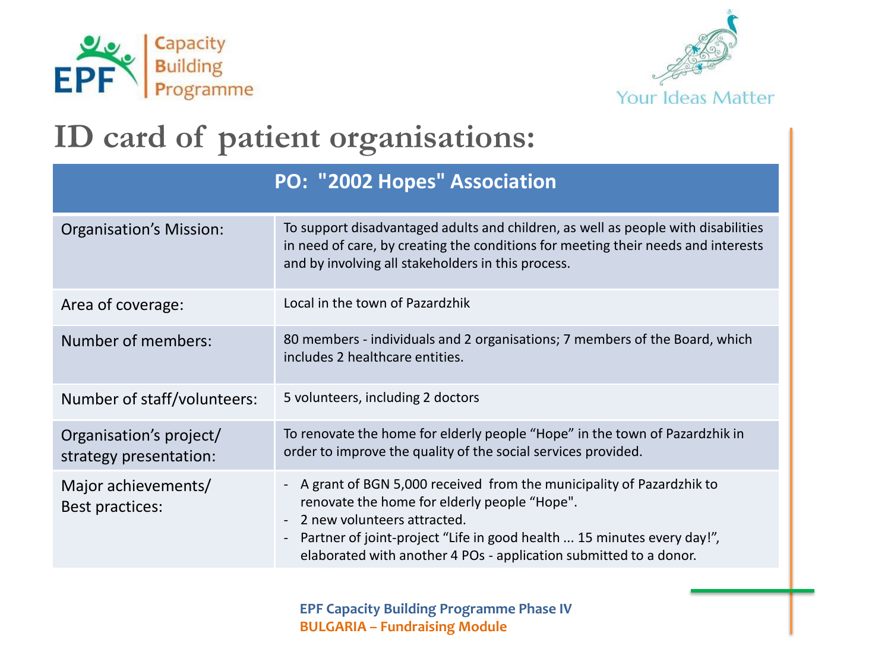# ID card of patient organisations:

| PO: "2002 Hopes" Association | |
|---|---|
| Organisation's Mission: | To support disadvantaged adults and children, as well as people with disabilities in need of care, by creating the conditions for meeting their needs and interests and by involving all stakeholders in this process. |
| Area of coverage: | Local in the town of Pazardzhik |
| Number of members: | 80 members - individuals and 2 organisations; 7 members of the Board, which includes 2 healthcare entities. |
| Number of staff/volunteers: | 5 volunteers, including 2 doctors |
| Organisation's project/ strategy presentation: | To renovate the home for elderly people "Hope" in the town of Pazardzhik in order to improve the quality of the social services provided. |
| Major achievements/ Best practices: | - A grant of BGN 5,000 received from the municipality of Pazardzhik to renovate the home for elderly people "Hope".<br>- 2 new volunteers attracted.<br>- Partner of joint-project "Life in good health ... 15 minutes every day!", elaborated with another 4 POs - application submitted to a donor. |

**EPF Capacity Building Programme Phase IV**
**BULGARIA – Fundraising Module**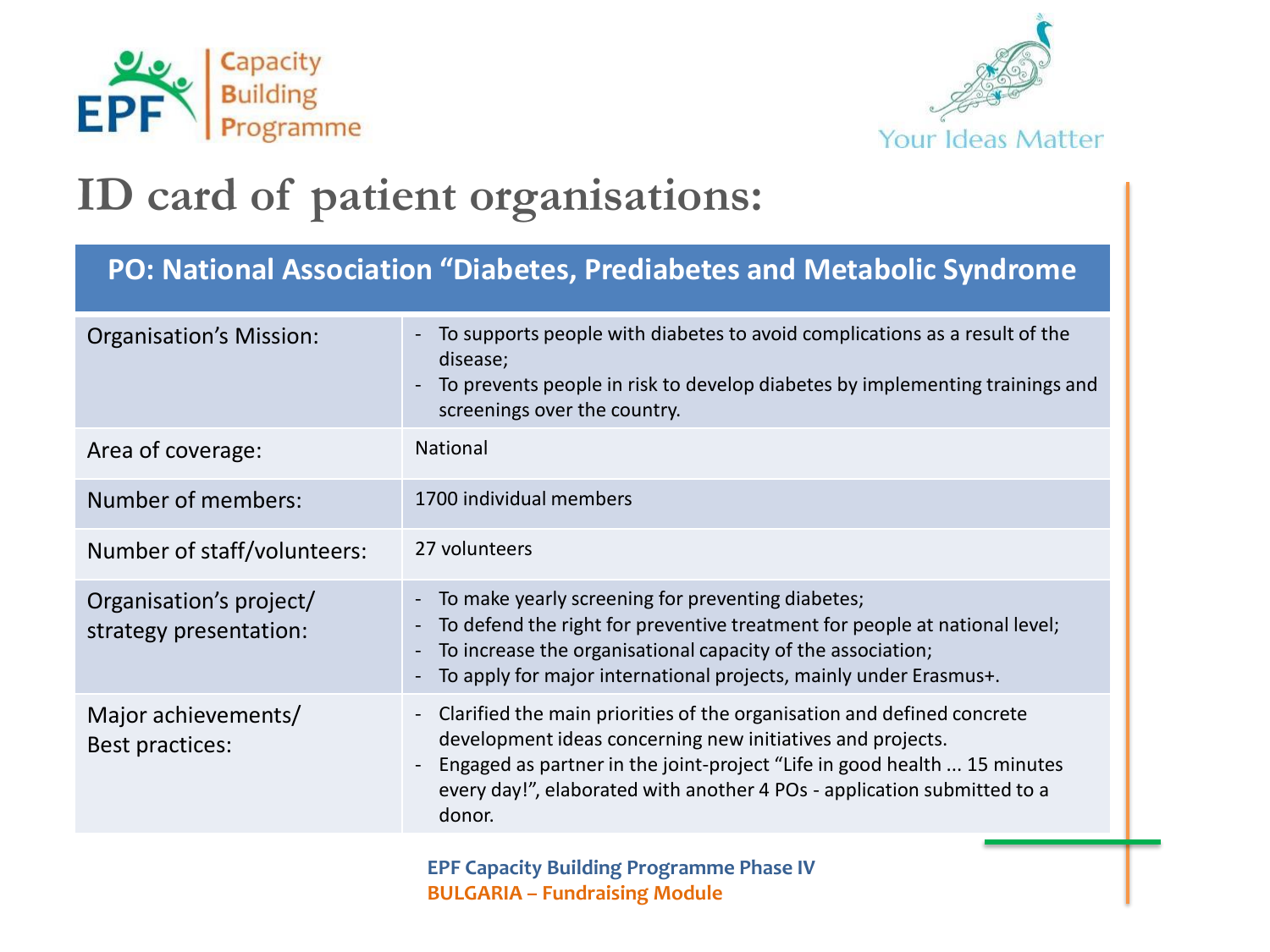# ID card of patient organisations:

| PO: National Association "Diabetes, Prediabetes and Metabolic Syndrome | |
|---|---|
| Organisation's Mission: | - To supports people with diabetes to avoid complications as a result of the disease;<br>- To prevents people in risk to develop diabetes by implementing trainings and screenings over the country. |
| Area of coverage: | National |
| Number of members: | 1700 individual members |
| Number of staff/volunteers: | 27 volunteers |
| Organisation's project/ strategy presentation: | - To make yearly screening for preventing diabetes;<br>- To defend the right for preventive treatment for people at national level;<br>- To increase the organisational capacity of the association;<br>- To apply for major international projects, mainly under Erasmus+. |
| Major achievements/ Best practices: | - Clarified the main priorities of the organisation and defined concrete development ideas concerning new initiatives and projects.<br>- Engaged as partner in the joint-project "Life in good health ... 15 minutes every day!", elaborated with another 4 POs - application submitted to a donor. |

**EPF Capacity Building Programme Phase IV**
**BULGARIA – Fundraising Module**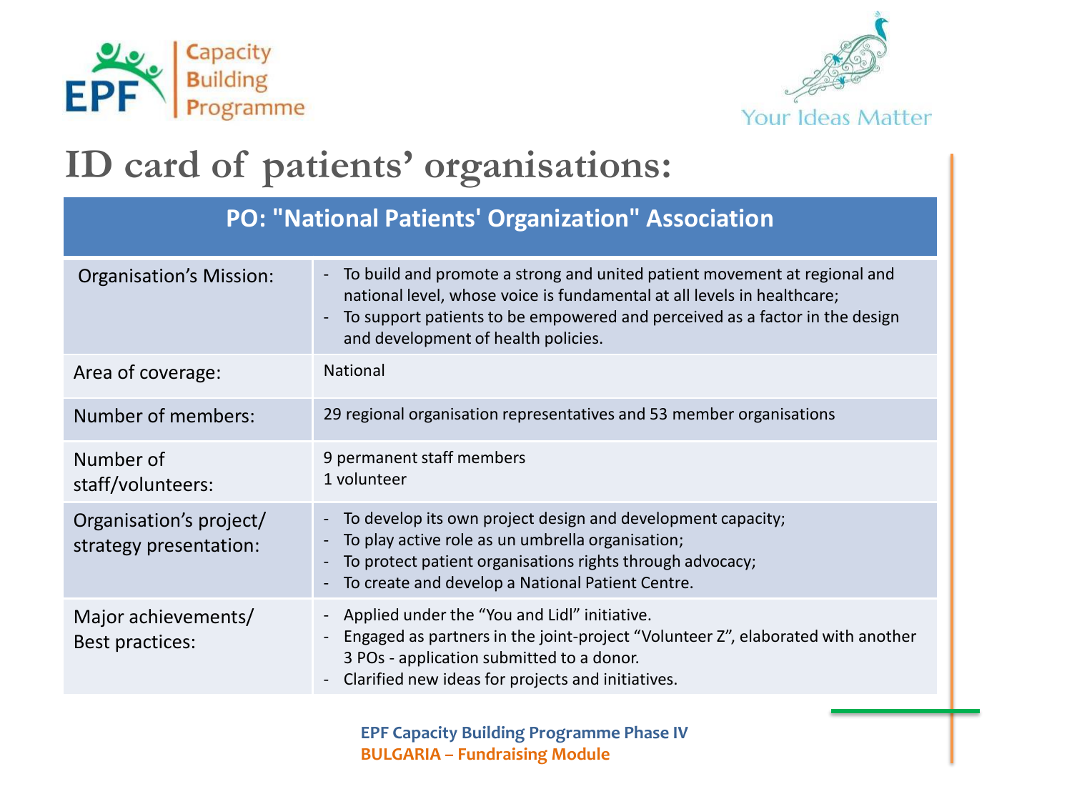# ID card of patients' organisations:

| PO: "National Patients' Organization" Association | |
|---|---|
| Organisation's Mission: | - To build and promote a strong and united patient movement at regional and national level, whose voice is fundamental at all levels in healthcare;<br>- To support patients to be empowered and perceived as a factor in the design and development of health policies. |
| Area of coverage: | National |
| Number of members: | 29 regional organisation representatives and 53 member organisations |
| Number of staff/volunteers: | 9 permanent staff members<br>1 volunteer |
| Organisation's project/ strategy presentation: | - To develop its own project design and development capacity;<br>- To play active role as un umbrella organisation;<br>- To protect patient organisations rights through advocacy;<br>- To create and develop a National Patient Centre. |
| Major achievements/ Best practices: | - Applied under the "You and Lidl" initiative.<br>- Engaged as partners in the joint-project "Volunteer Z", elaborated with another 3 POs - application submitted to a donor.<br>- Clarified new ideas for projects and initiatives. |

**EPF Capacity Building Programme Phase IV**
**BULGARIA – Fundraising Module**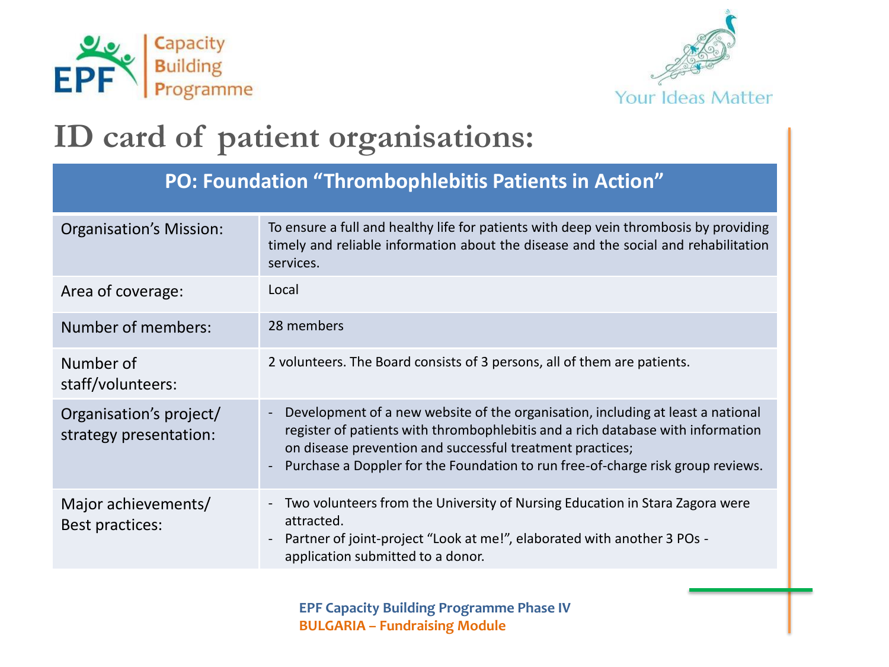# ID card of patient organisations:

| PO: Foundation "Thrombophlebitis Patients in Action" | |
|---|---|
| Organisation's Mission: | To ensure a full and healthy life for patients with deep vein thrombosis by providing timely and reliable information about the disease and the social and rehabilitation services. |
| Area of coverage: | Local |
| Number of members: | 28 members |
| Number of staff/volunteers: | 2 volunteers. The Board consists of 3 persons, all of them are patients. |
| Organisation's project/ strategy presentation: | - Development of a new website of the organisation, including at least a national register of patients with thrombophlebitis and a rich database with information on disease prevention and successful treatment practices;<br>- Purchase a Doppler for the Foundation to run free-of-charge risk group reviews. |
| Major achievements/ Best practices: | - Two volunteers from the University of Nursing Education in Stara Zagora were attracted.<br>- Partner of joint-project "Look at me!", elaborated with another 3 POs - application submitted to a donor. |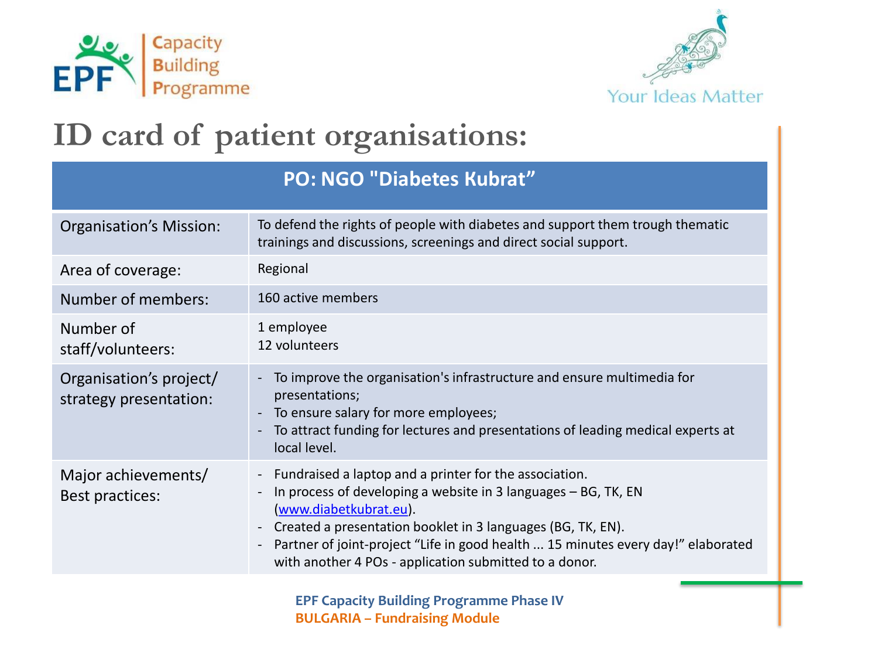# ID card of patient organisations:

| PO: NGO "Diabetes Kubrat” | |
|---|---|
| Organisation’s Mission: | To defend the rights of people with diabetes and support them trough thematic trainings and discussions, screenings and direct social support. |
| Area of coverage: | Regional |
| Number of members: | 160 active members |
| Number of staff/volunteers: | 1 employee<br>12 volunteers |
| Organisation’s project/ strategy presentation: | - To improve the organisation's infrastructure and ensure multimedia for presentations;<br>- To ensure salary for more employees;<br>- To attract funding for lectures and presentations of leading medical experts at local level. |
| Major achievements/ Best practices: | - Fundraised a laptop and a printer for the association.<br>- In process of developing a website in 3 languages – BG, TK, EN (www.diabetkubrat.eu).<br>- Created a presentation booklet in 3 languages (BG, TK, EN).<br>- Partner of joint-project “Life in good health ... 15 minutes every day!” elaborated with another 4 POs - application submitted to a donor. |

**EPF Capacity Building Programme Phase IV**
**BULGARIA – Fundraising Module**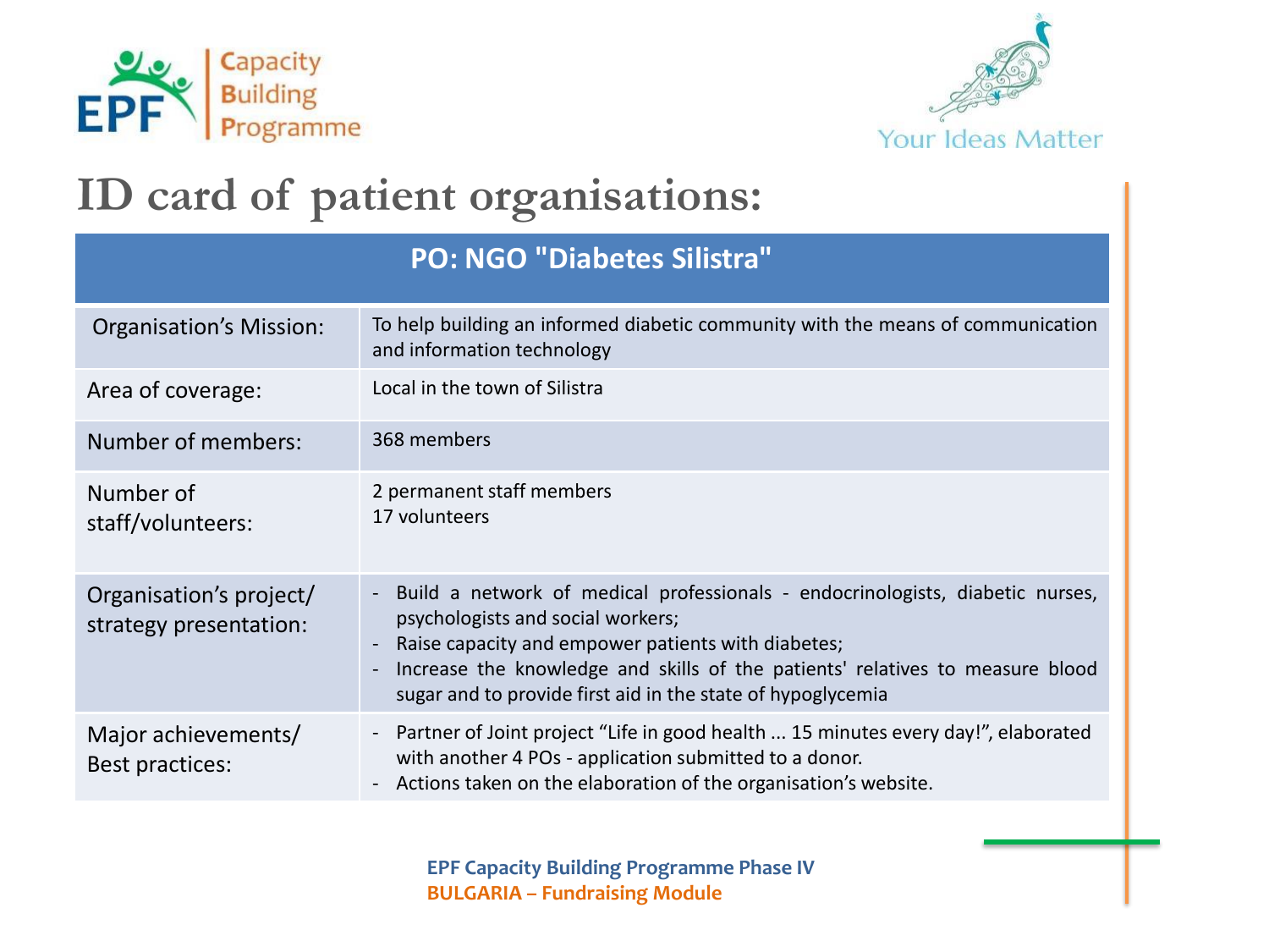# ID card of patient organisations:

| PO: NGO "Diabetes Silistra" | |
|---|---|
| Organisation's Mission: | To help building an informed diabetic community with the means of communication and information technology |
| Area of coverage: | Local in the town of Silistra |
| Number of members: | 368 members |
| Number of staff/volunteers: | 2 permanent staff members<br>17 volunteers |
| Organisation's project/ strategy presentation: | - Build a network of medical professionals - endocrinologists, diabetic nurses, psychologists and social workers;<br>- Raise capacity and empower patients with diabetes;<br>- Increase the knowledge and skills of the patients' relatives to measure blood sugar and to provide first aid in the state of hypoglycemia |
| Major achievements/ Best practices: | - Partner of Joint project "Life in good health ... 15 minutes every day!", elaborated with another 4 POs - application submitted to a donor.<br>- Actions taken on the elaboration of the organisation's website. |

**EPF Capacity Building Programme Phase IV**
**BULGARIA – Fundraising Module**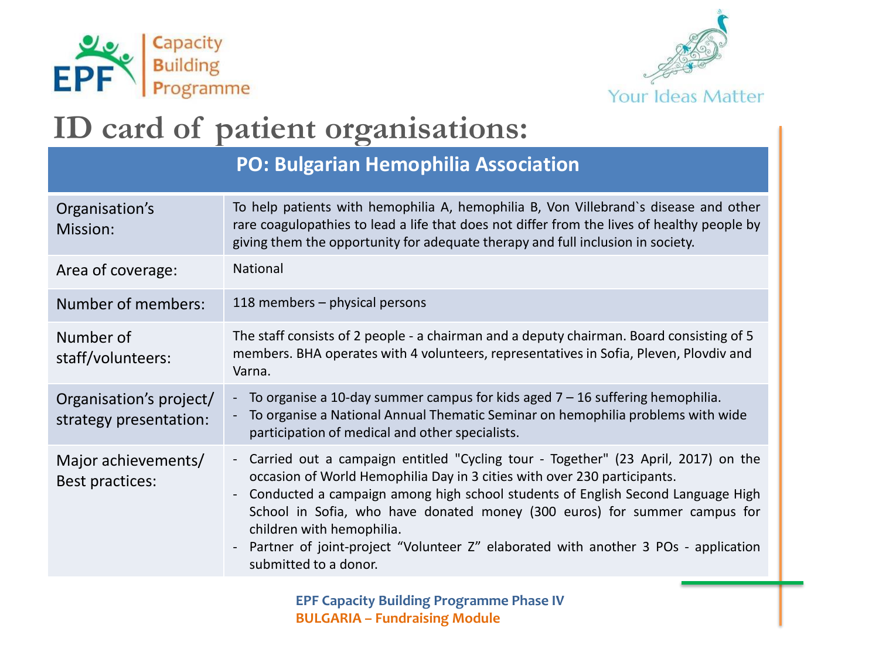# ID card of patient organisations:

| PO: Bulgarian Hemophilia Association | |
|---|---|
| Organisation's Mission: | To help patients with hemophilia A, hemophilia B, Von Villebrand`s disease and other rare coagulopathies to lead a life that does not differ from the lives of healthy people by giving them the opportunity for adequate therapy and full inclusion in society. |
| Area of coverage: | National |
| Number of members: | 118 members – physical persons |
| Number of staff/volunteers: | The staff consists of 2 people - a chairman and a deputy chairman. Board consisting of 5 members. BHA operates with 4 volunteers, representatives in Sofia, Pleven, Plovdiv and Varna. |
| Organisation's project/ strategy presentation: | - To organise a 10-day summer campus for kids aged 7 – 16 suffering hemophilia.<br>- To organise a National Annual Thematic Seminar on hemophilia problems with wide participation of medical and other specialists. |
| Major achievements/ Best practices: | - Carried out a campaign entitled "Cycling tour - Together" (23 April, 2017) on the occasion of World Hemophilia Day in 3 cities with over 230 participants.<br>- Conducted a campaign among high school students of English Second Language High School in Sofia, who have donated money (300 euros) for summer campus for children with hemophilia.<br>- Partner of joint-project "Volunteer Z" elaborated with another 3 POs - application submitted to a donor. |

**EPF Capacity Building Programme Phase IV**
**BULGARIA – Fundraising Module**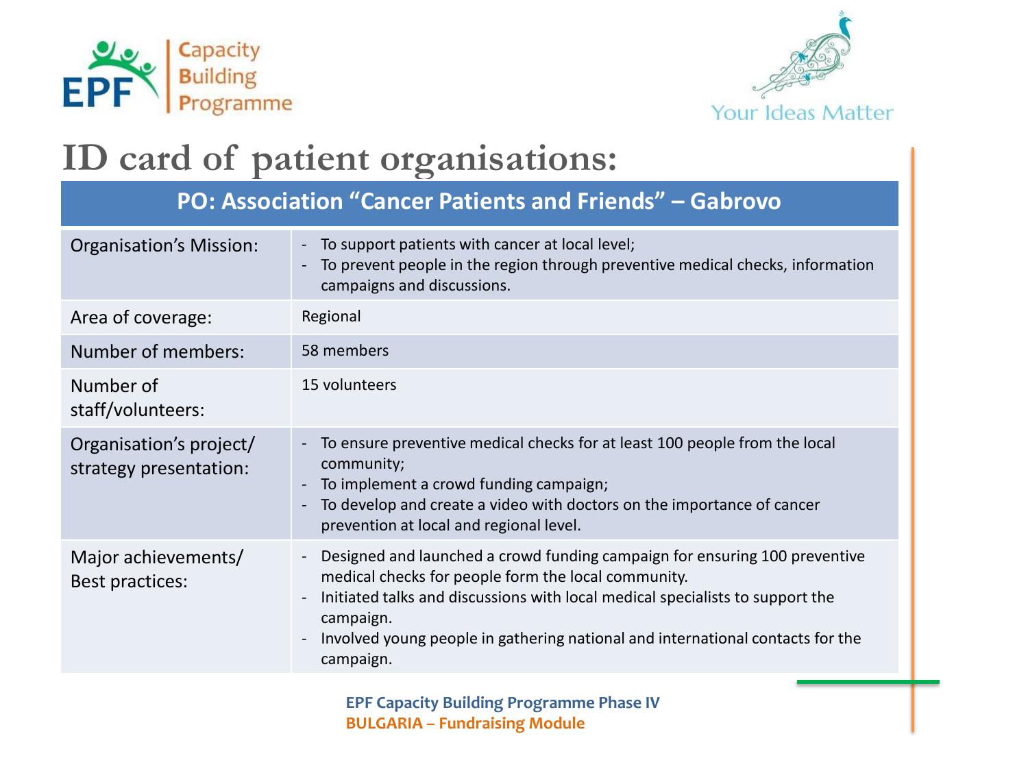# ID card of patient organisations:

| PO: Association "Cancer Patients and Friends" – Gabrovo | |
|---|---|
| Organisation's Mission: | - To support patients with cancer at local level;<br>- To prevent people in the region through preventive medical checks, information campaigns and discussions. |
| Area of coverage: | Regional |
| Number of members: | 58 members |
| Number of staff/volunteers: | 15 volunteers |
| Organisation's project/ strategy presentation: | - To ensure preventive medical checks for at least 100 people from the local community;<br>- To implement a crowd funding campaign;<br>- To develop and create a video with doctors on the importance of cancer prevention at local and regional level. |
| Major achievements/ Best practices: | - Designed and launched a crowd funding campaign for ensuring 100 preventive medical checks for people form the local community.<br>- Initiated talks and discussions with local medical specialists to support the campaign.<br>- Involved young people in gathering national and international contacts for the campaign. |

**EPF Capacity Building Programme Phase IV**
**BULGARIA – Fundraising Module**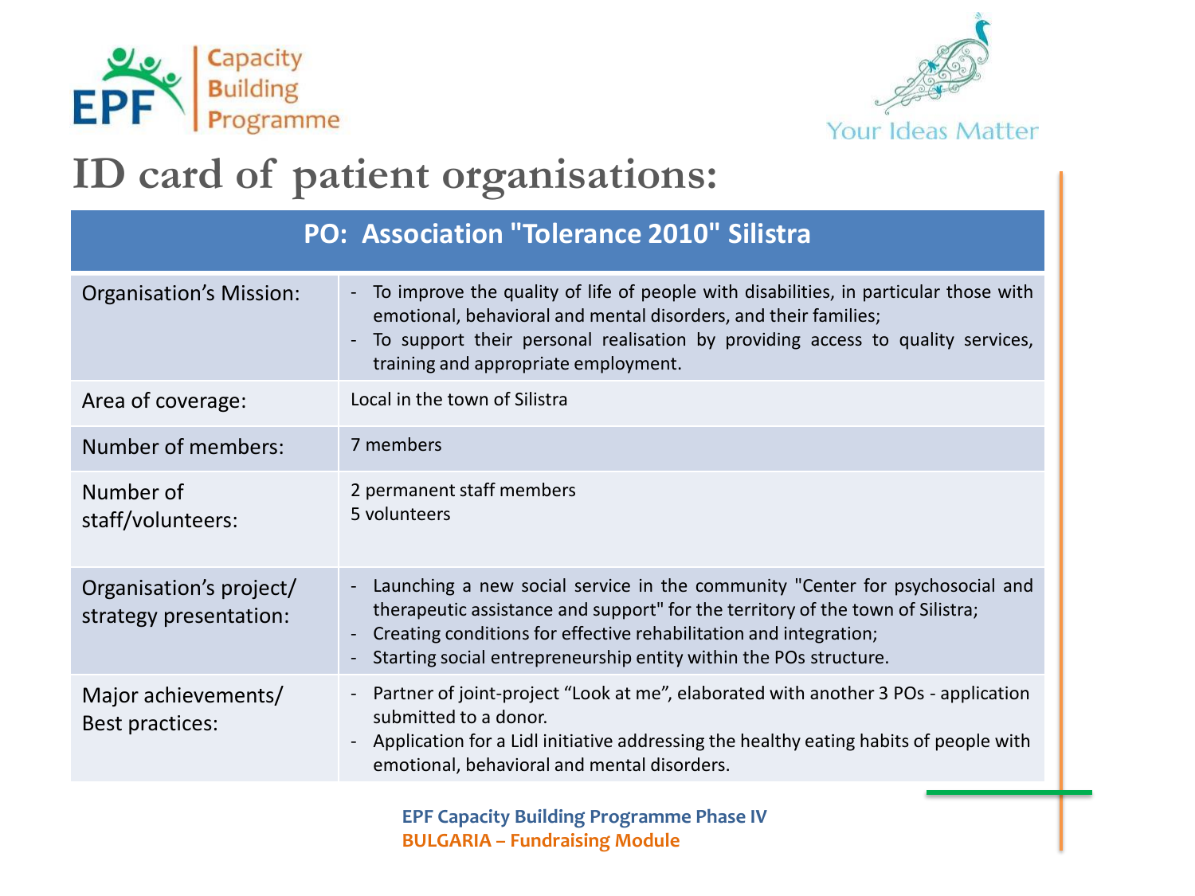# ID card of patient organisations:

| PO: Association "Tolerance 2010" Silistra | |
|---|---|
| Organisation's Mission: | - To improve the quality of life of people with disabilities, in particular those with emotional, behavioral and mental disorders, and their families;<br>- To support their personal realisation by providing access to quality services, training and appropriate employment. |
| Area of coverage: | Local in the town of Silistra |
| Number of members: | 7 members |
| Number of staff/volunteers: | 2 permanent staff members<br>5 volunteers |
| Organisation's project/ strategy presentation: | - Launching a new social service in the community "Center for psychosocial and therapeutic assistance and support" for the territory of the town of Silistra;<br>- Creating conditions for effective rehabilitation and integration;<br>- Starting social entrepreneurship entity within the POs structure. |
| Major achievements/ Best practices: | - Partner of joint-project "Look at me", elaborated with another 3 POs - application submitted to a donor.<br>- Application for a Lidl initiative addressing the healthy eating habits of people with emotional, behavioral and mental disorders. |

**EPF Capacity Building Programme Phase IV**
**BULGARIA – Fundraising Module**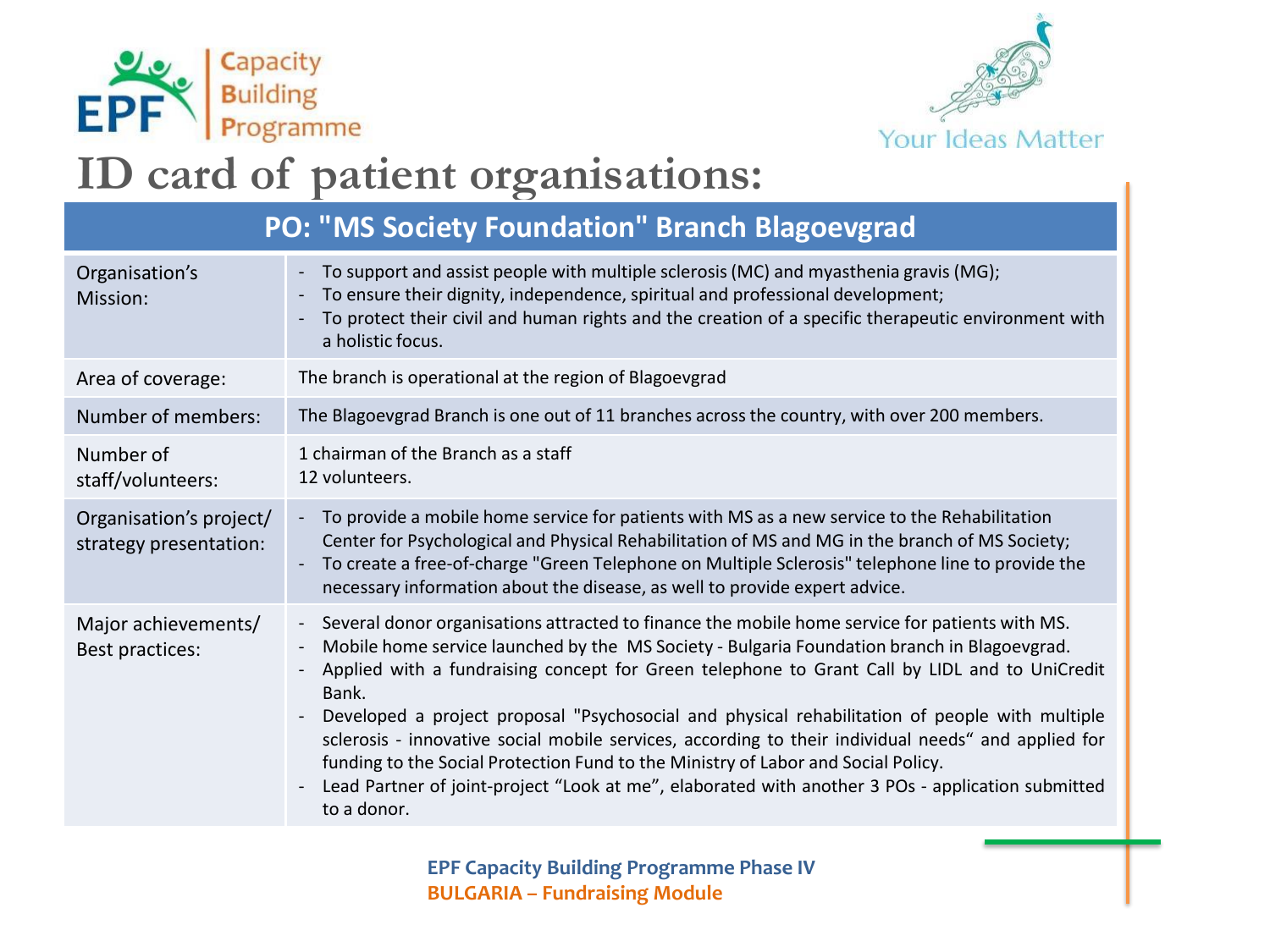# ID card of patient organisations:

| PO: "MS Society Foundation" Branch Blagoevgrad | |
|---|---|
| Organisation's Mission: | - To support and assist people with multiple sclerosis (MC) and myasthenia gravis (MG);<br>- To ensure their dignity, independence, spiritual and professional development;<br>- To protect their civil and human rights and the creation of a specific therapeutic environment with a holistic focus. |
| Area of coverage: | The branch is operational at the region of Blagoevgrad |
| Number of members: | The Blagoevgrad Branch is one out of 11 branches across the country, with over 200 members. |
| Number of staff/volunteers: | 1 chairman of the Branch as a staff<br>12 volunteers. |
| Organisation's project/ strategy presentation: | - To provide a mobile home service for patients with MS as a new service to the Rehabilitation Center for Psychological and Physical Rehabilitation of MS and MG in the branch of MS Society;<br>- To create a free-of-charge "Green Telephone on Multiple Sclerosis" telephone line to provide the necessary information about the disease, as well to provide expert advice. |
| Major achievements/ Best practices: | - Several donor organisations attracted to finance the mobile home service for patients with MS.<br>- Mobile home service launched by the MS Society - Bulgaria Foundation branch in Blagoevgrad.<br>- Applied with a fundraising concept for Green telephone to Grant Call by LIDL and to UniCredit Bank.<br>- Developed a project proposal "Psychosocial and physical rehabilitation of people with multiple sclerosis - innovative social mobile services, according to their individual needs" and applied for funding to the Social Protection Fund to the Ministry of Labor and Social Policy.<br>- Lead Partner of joint-project "Look at me", elaborated with another 3 POs - application submitted to a donor. |

**EPF Capacity Building Programme Phase IV**
**BULGARIA – Fundraising Module**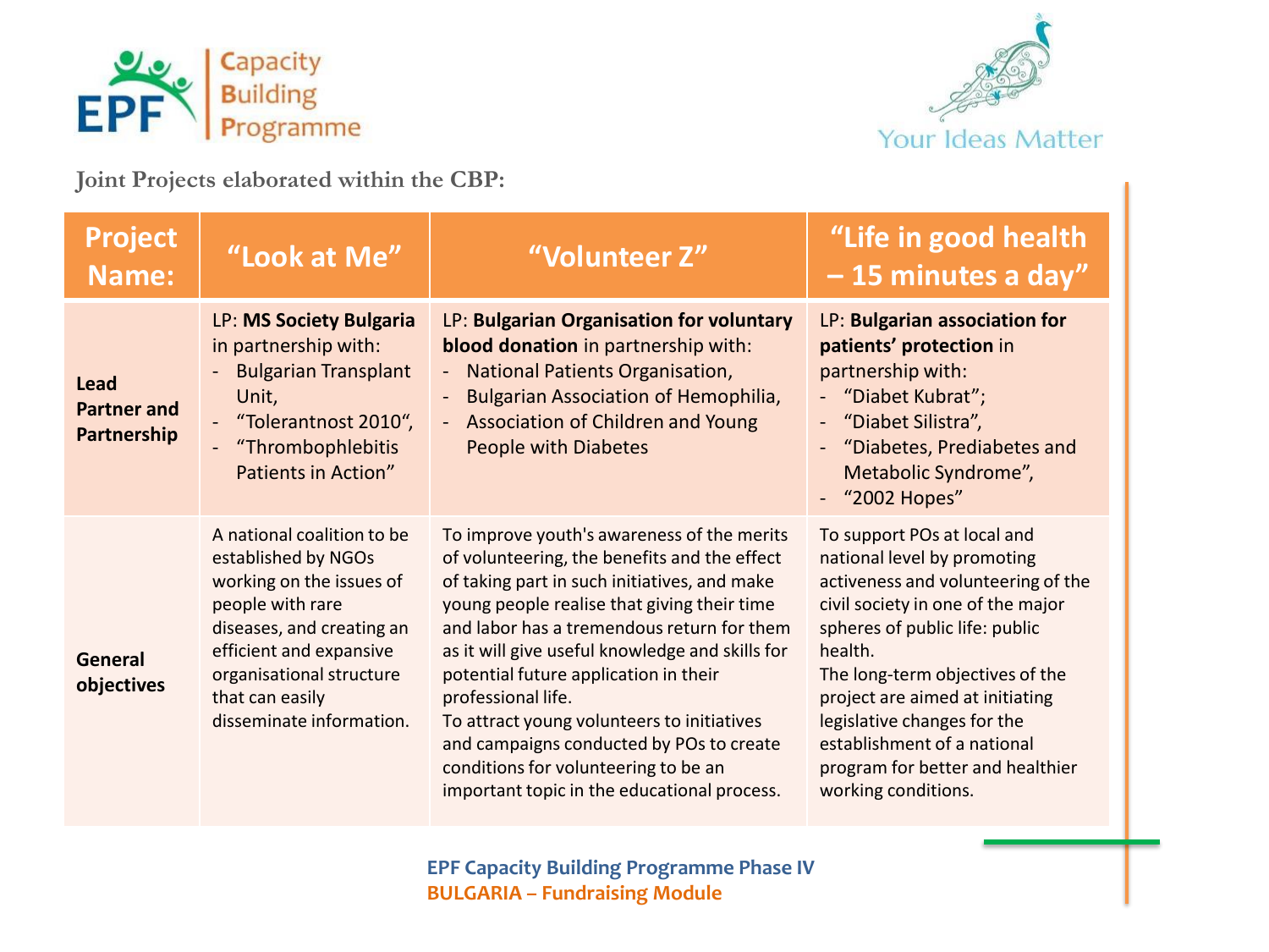**Joint Projects elaborated within the CBP:**

| Project Name: | "Look at Me" | "Volunteer Z" | "Life in good health – 15 minutes a day" |
|---|---|---|---|
| **Lead Partner and Partnership** | LP: **MS Society Bulgaria** in partnership with:<br>- Bulgarian Transplant Unit,<br>- "Tolerantnost 2010",<br>- "Thrombophlebitis Patients in Action" | LP: **Bulgarian Organisation for voluntary blood donation** in partnership with:<br>- National Patients Organisation,<br>- Bulgarian Association of Hemophilia,<br>- Association of Children and Young People with Diabetes | LP: **Bulgarian association for patients' protection** in partnership with:<br>- "Diabet Kubrat";<br>- "Diabet Silistra",<br>- "Diabetes, Prediabetes and Metabolic Syndrome",<br>- "2002 Hopes" |
| **General objectives** | A national coalition to be established by NGOs working on the issues of people with rare diseases, and creating an efficient and expansive organisational structure that can easily disseminate information. | To improve youth's awareness of the merits of volunteering, the benefits and the effect of taking part in such initiatives, and make young people realise that giving their time and labor has a tremendous return for them as it will give useful knowledge and skills for potential future application in their professional life.<br>To attract young volunteers to initiatives and campaigns conducted by POs to create conditions for volunteering to be an important topic in the educational process. | To support POs at local and national level by promoting activeness and volunteering of the civil society in one of the major spheres of public life: public health.<br>The long-term objectives of the project are aimed at initiating legislative changes for the establishment of a national program for better and healthier working conditions. |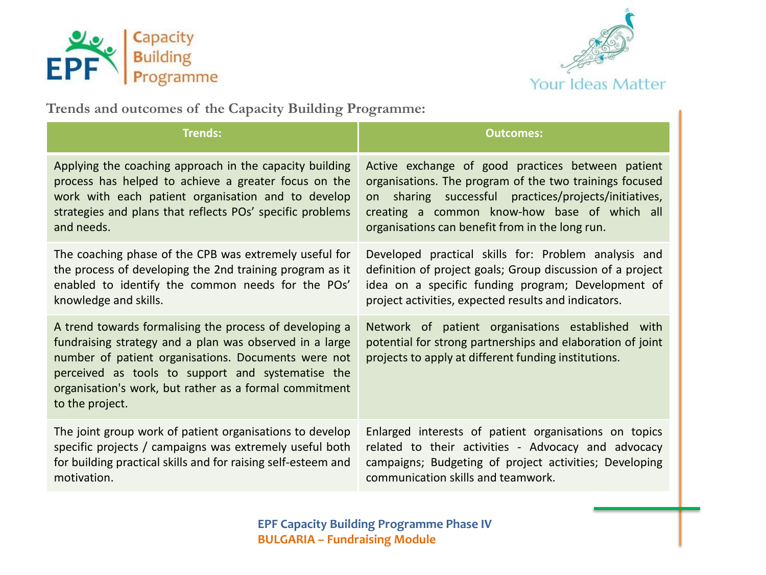**Trends and outcomes of the Capacity Building Programme:**

| Trends: | Outcomes: |
|---|---|
| Applying the coaching approach in the capacity building process has helped to achieve a greater focus on the work with each patient organisation and to develop strategies and plans that reflects POs' specific problems and needs. | Active exchange of good practices between patient organisations. The program of the two trainings focused on sharing successful practices/projects/initiatives, creating a common know-how base of which all organisations can benefit from in the long run. |
| The coaching phase of the CPB was extremely useful for the process of developing the 2nd training program as it enabled to identify the common needs for the POs' knowledge and skills. | Developed practical skills for: Problem analysis and definition of project goals; Group discussion of a project idea on a specific funding program; Development of project activities, expected results and indicators. |
| A trend towards formalising the process of developing a fundraising strategy and a plan was observed in a large number of patient organisations. Documents were not perceived as tools to support and systematise the organisation's work, but rather as a formal commitment to the project. | Network of patient organisations established with potential for strong partnerships and elaboration of joint projects to apply at different funding institutions. |
| The joint group work of patient organisations to develop specific projects / campaigns was extremely useful both for building practical skills and for raising self-esteem and motivation. | Enlarged interests of patient organisations on topics related to their activities - Advocacy and advocacy campaigns; Budgeting of project activities; Developing communication skills and teamwork. |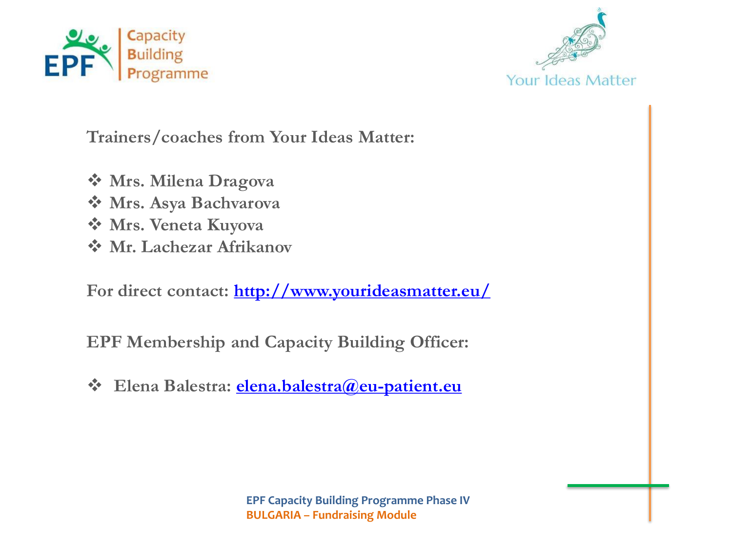**Trainers/coaches from Your Ideas Matter:**

- ❖ **Mrs. Milena Dragova**
- ❖ **Mrs. Asya Bachvarova**
- ❖ **Mrs. Veneta Kuyova**
- ❖ **Mr. Lachezar Afrikanov**

**For direct contact: [http://www.yourideasmatter.eu/](http://www.yourideasmatter.eu/)**

**EPF Membership and Capacity Building Officer:**

- ❖ **Elena Balestra: [elena.balestra@eu-patient.eu](mailto:elena.balestra@eu-patient.eu)**